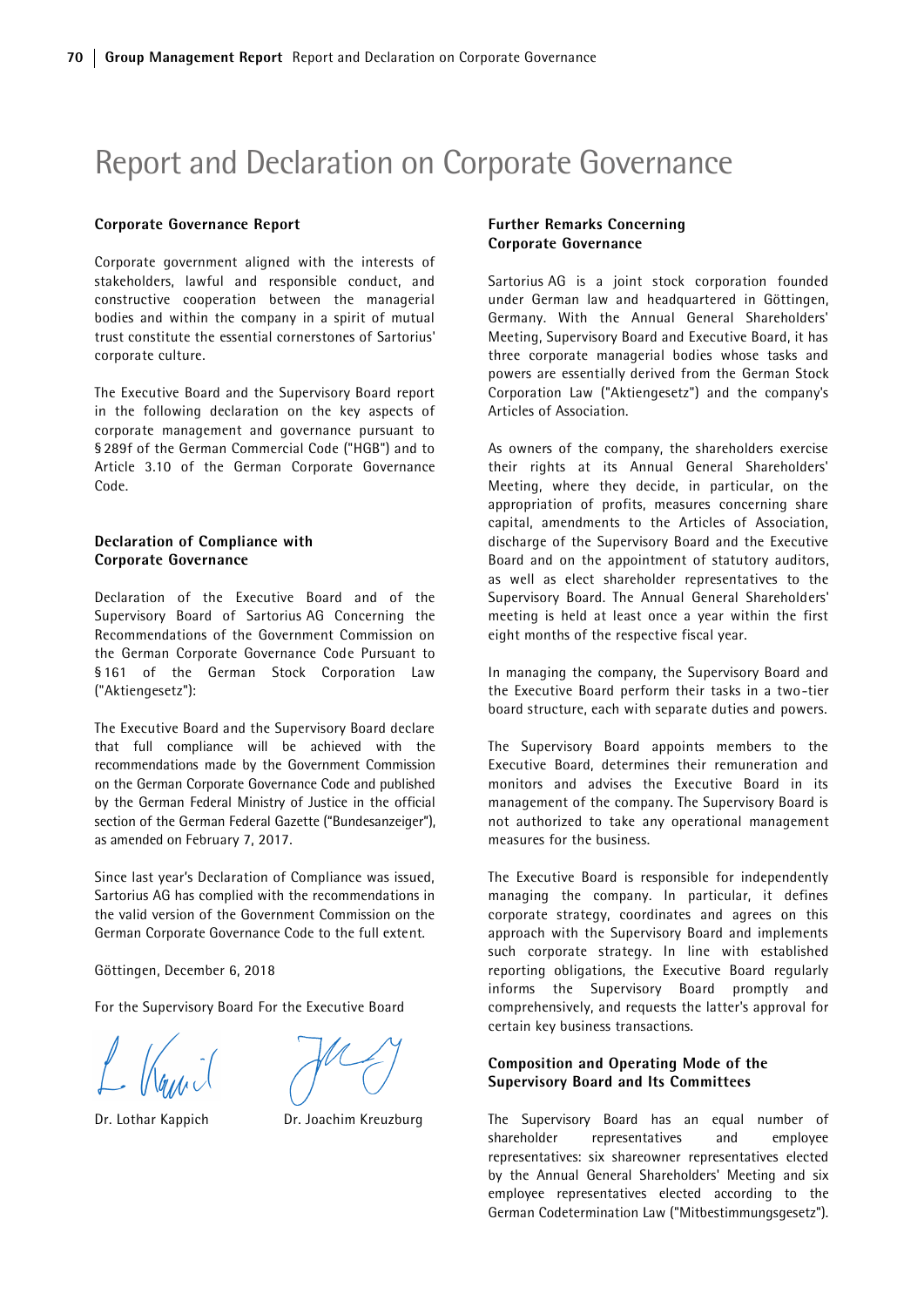# Report and Declaration on Corporate Governance

## Corporate Governance Report

Corporate government aligned with the interests of stakeholders, lawful and responsible conduct, and constructive cooperation between the managerial bodies and within the company in a spirit of mutual trust constitute the essential cornerstones of Sartorius' corporate culture.

The Executive Board and the Supervisory Board report in the following declaration on the key aspects of corporate management and governance pursuant to § 289f of the German Commercial Code ("HGB") and to Article 3.10 of the German Corporate Governance Code.

## Declaration of Compliance with Corporate Governance

Declaration of the Executive Board and of the Supervisory Board of Sartorius AG Concerning the Recommendations of the Government Commission on the German Corporate Governance Code Pursuant to § 161 of the German Stock Corporation Law ("Aktiengesetz"):

The Executive Board and the Supervisory Board declare that full compliance will be achieved with the recommendations made by the Government Commission on the German Corporate Governance Code and published by the German Federal Ministry of Justice in the official section of the German Federal Gazette ("Bundesanzeiger"), as amended on February 7, 2017.

Since last year's Declaration of Compliance was issued, Sartorius AG has complied with the recommendations in the valid version of the Government Commission on the German Corporate Governance Code to the full extent.

Göttingen, December 6, 2018

For the Supervisory Board For the Executive Board

Dr. Lothar Kappich     Dr. Joachim Kreuzburg

## Further Remarks Concerning Corporate Governance

Sartorius AG is a joint stock corporation founded under German law and headquartered in Göttingen, Germany. With the Annual General Shareholders' Meeting, Supervisory Board and Executive Board, it has three corporate managerial bodies whose tasks and powers are essentially derived from the German Stock Corporation Law ("Aktiengesetz") and the company's Articles of Association.

As owners of the company, the shareholders exercise their rights at its Annual General Shareholders' Meeting, where they decide, in particular, on the appropriation of profits, measures concerning share capital, amendments to the Articles of Association, discharge of the Supervisory Board and the Executive Board and on the appointment of statutory auditors, as well as elect shareholder representatives to the Supervisory Board. The Annual General Shareholders' meeting is held at least once a year within the first eight months of the respective fiscal year.

In managing the company, the Supervisory Board and the Executive Board perform their tasks in a two-tier board structure, each with separate duties and powers.

The Supervisory Board appoints members to the Executive Board, determines their remuneration and monitors and advises the Executive Board in its management of the company. The Supervisory Board is not authorized to take any operational management measures for the business.

The Executive Board is responsible for independently managing the company. In particular, it defines corporate strategy, coordinates and agrees on this approach with the Supervisory Board and implements such corporate strategy. In line with established reporting obligations, the Executive Board regularly informs the Supervisory Board promptly and comprehensively, and requests the latter's approval for certain key business transactions.

## Composition and Operating Mode of the Supervisory Board and Its Committees

The Supervisory Board has an equal number of shareholder representatives and employee representatives: six shareowner representatives elected by the Annual General Shareholders' Meeting and six employee representatives elected according to the German Codetermination Law ("Mitbestimmungsgesetz").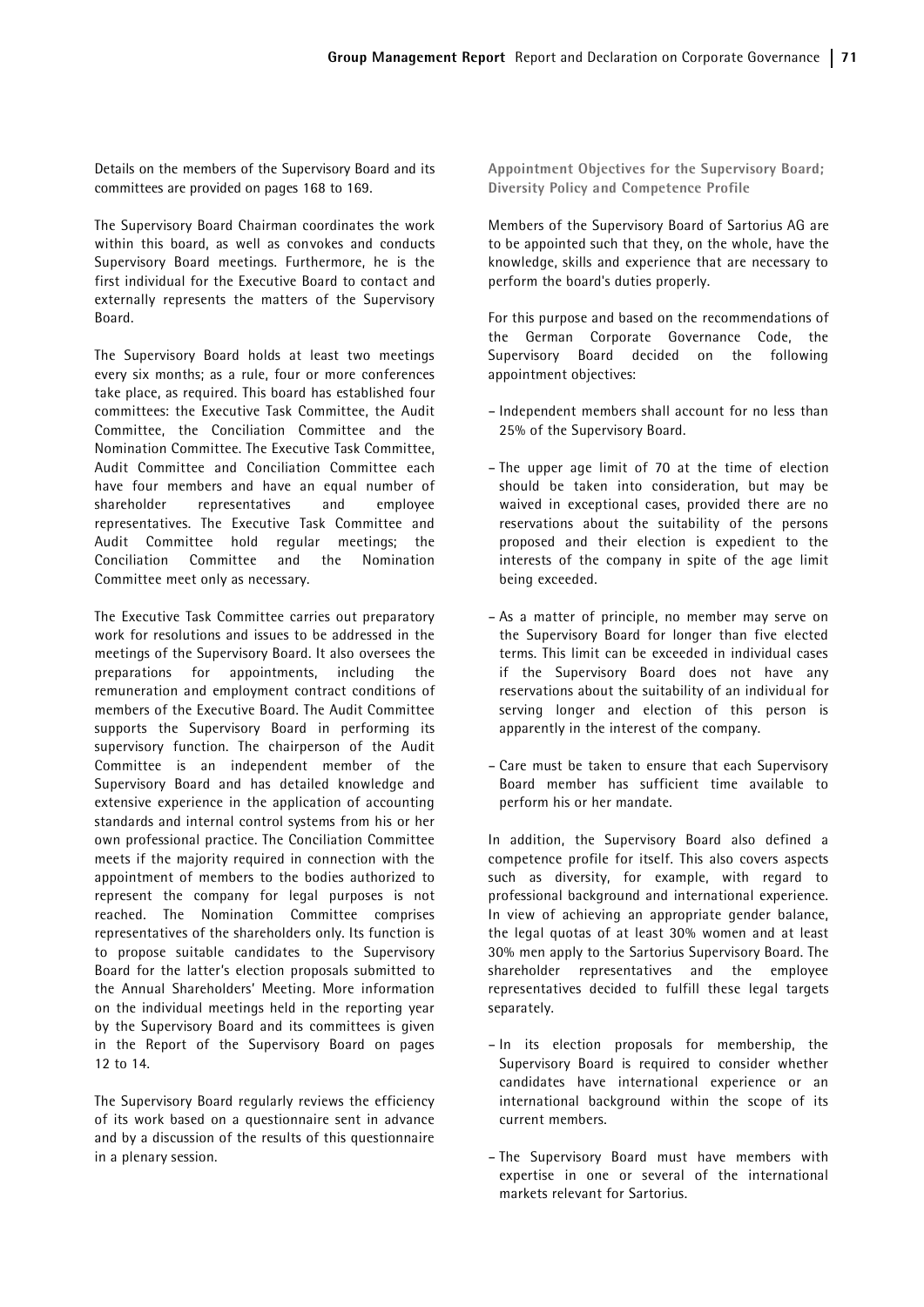Details on the members of the Supervisory Board and its committees are provided on pages 168 to 169.

The Supervisory Board Chairman coordinates the work within this board, as well as convokes and conducts Supervisory Board meetings. Furthermore, he is the first individual for the Executive Board to contact and externally represents the matters of the Supervisory Board.

The Supervisory Board holds at least two meetings every six months; as a rule, four or more conferences take place, as required. This board has established four committees: the Executive Task Committee, the Audit Committee, the Conciliation Committee and the Nomination Committee. The Executive Task Committee, Audit Committee and Conciliation Committee each have four members and have an equal number of shareholder representatives and employee representatives. The Executive Task Committee and Audit Committee hold regular meetings; the Conciliation Committee and the Nomination Committee meet only as necessary.

The Executive Task Committee carries out preparatory work for resolutions and issues to be addressed in the meetings of the Supervisory Board. It also oversees the preparations for appointments, including the remuneration and employment contract conditions of members of the Executive Board. The Audit Committee supports the Supervisory Board in performing its supervisory function. The chairperson of the Audit Committee is an independent member of the Supervisory Board and has detailed knowledge and extensive experience in the application of accounting standards and internal control systems from his or her own professional practice. The Conciliation Committee meets if the majority required in connection with the appointment of members to the bodies authorized to represent the company for legal purposes is not reached. The Nomination Committee comprises representatives of the shareholders only. Its function is to propose suitable candidates to the Supervisory Board for the latter's election proposals submitted to the Annual Shareholders' Meeting. More information on the individual meetings held in the reporting year by the Supervisory Board and its committees is given in the Report of the Supervisory Board on pages 12 to 14.

The Supervisory Board regularly reviews the efficiency of its work based on a questionnaire sent in advance and by a discussion of the results of this questionnaire in a plenary session.

### Appointment Objectives for the Supervisory Board; Diversity Policy and Competence Profile

Members of the Supervisory Board of Sartorius AG are to be appointed such that they, on the whole, have the knowledge, skills and experience that are necessary to perform the board's duties properly.

For this purpose and based on the recommendations of the German Corporate Governance Code, the Supervisory Board decided on the following appointment objectives:

- Independent members shall account for no less than 25% of the Supervisory Board.
- The upper age limit of 70 at the time of election should be taken into consideration, but may be waived in exceptional cases, provided there are no reservations about the suitability of the persons proposed and their election is expedient to the interests of the company in spite of the age limit being exceeded.
- As a matter of principle, no member may serve on the Supervisory Board for longer than five elected terms. This limit can be exceeded in individual cases if the Supervisory Board does not have any reservations about the suitability of an individual for serving longer and election of this person is apparently in the interest of the company.
- Care must be taken to ensure that each Supervisory Board member has sufficient time available to perform his or her mandate.

In addition, the Supervisory Board also defined a competence profile for itself. This also covers aspects such as diversity, for example, with regard to professional background and international experience. In view of achieving an appropriate gender balance, the legal quotas of at least 30% women and at least 30% men apply to the Sartorius Supervisory Board. The shareholder representatives and the employee representatives decided to fulfill these legal targets separately.

- In its election proposals for membership, the Supervisory Board is required to consider whether candidates have international experience or an international background within the scope of its current members.
- The Supervisory Board must have members with expertise in one or several of the international markets relevant for Sartorius.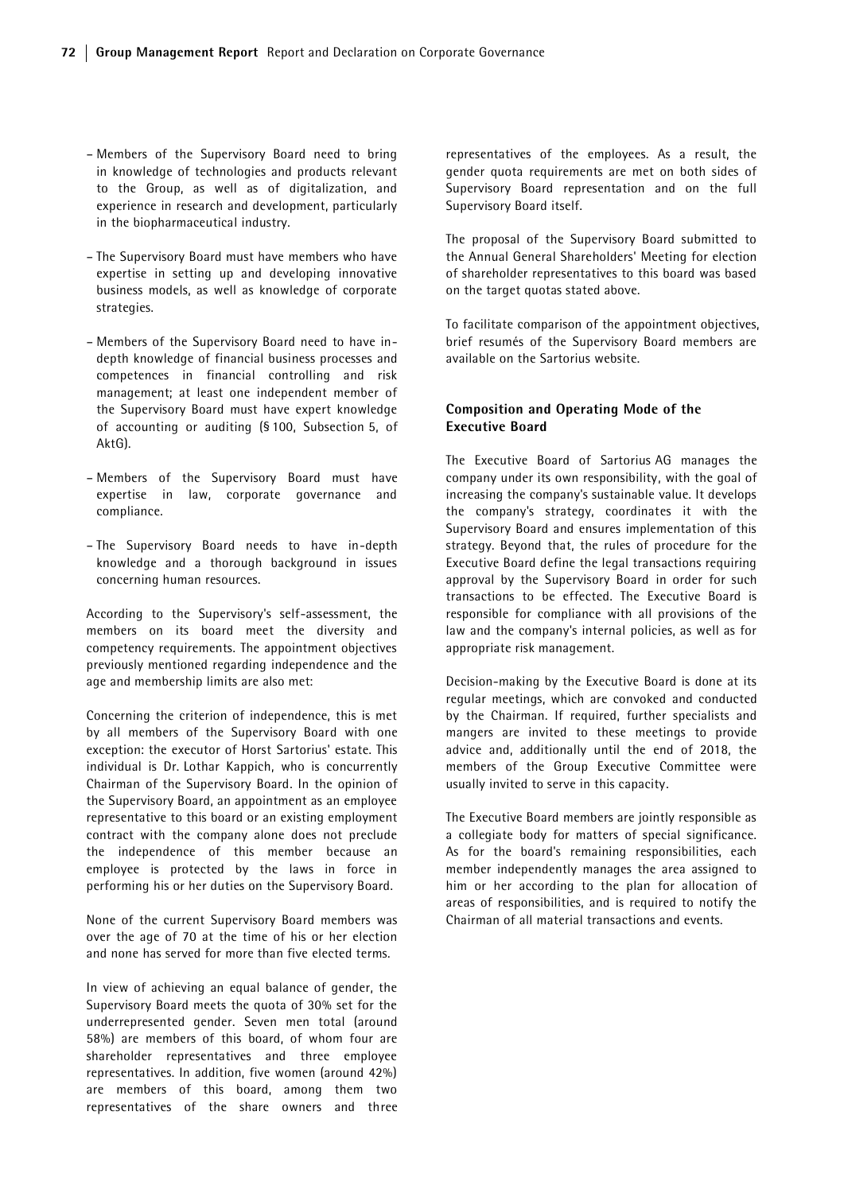- Members of the Supervisory Board need to bring in knowledge of technologies and products relevant to the Group, as well as of digitalization, and experience in research and development, particularly in the biopharmaceutical industry.
- The Supervisory Board must have members who have expertise in setting up and developing innovative business models, as well as knowledge of corporate strategies.
- Members of the Supervisory Board need to have in-depth knowledge of financial business processes and competences in financial controlling and risk management; at least one independent member of the Supervisory Board must have expert knowledge of accounting or auditing (§ 100, Subsection 5, of AktG).
- Members of the Supervisory Board must have expertise in law, corporate governance and compliance.
- The Supervisory Board needs to have in-depth knowledge and a thorough background in issues concerning human resources.

According to the Supervisory's self-assessment, the members on its board meet the diversity and competency requirements. The appointment objectives previously mentioned regarding independence and the age and membership limits are also met:

Concerning the criterion of independence, this is met by all members of the Supervisory Board with one exception: the executor of Horst Sartorius' estate. This individual is Dr. Lothar Kappich, who is concurrently Chairman of the Supervisory Board. In the opinion of the Supervisory Board, an appointment as an employee representative to this board or an existing employment contract with the company alone does not preclude the independence of this member because an employee is protected by the laws in force in performing his or her duties on the Supervisory Board.

None of the current Supervisory Board members was over the age of 70 at the time of his or her election and none has served for more than five elected terms.

In view of achieving an equal balance of gender, the Supervisory Board meets the quota of 30% set for the underrepresented gender. Seven men total (around 58%) are members of this board, of whom four are shareholder representatives and three employee representatives. In addition, five women (around 42%) are members of this board, among them two representatives of the share owners and three representatives of the employees. As a result, the gender quota requirements are met on both sides of Supervisory Board representation and on the full Supervisory Board itself.

The proposal of the Supervisory Board submitted to the Annual General Shareholders' Meeting for election of shareholder representatives to this board was based on the target quotas stated above.

To facilitate comparison of the appointment objectives, brief resumés of the Supervisory Board members are available on the Sartorius website.

## Composition and Operating Mode of the Executive Board

The Executive Board of Sartorius AG manages the company under its own responsibility, with the goal of increasing the company's sustainable value. It develops the company's strategy, coordinates it with the Supervisory Board and ensures implementation of this strategy. Beyond that, the rules of procedure for the Executive Board define the legal transactions requiring approval by the Supervisory Board in order for such transactions to be effected. The Executive Board is responsible for compliance with all provisions of the law and the company's internal policies, as well as for appropriate risk management.

Decision-making by the Executive Board is done at its regular meetings, which are convoked and conducted by the Chairman. If required, further specialists and mangers are invited to these meetings to provide advice and, additionally until the end of 2018, the members of the Group Executive Committee were usually invited to serve in this capacity.

The Executive Board members are jointly responsible as a collegiate body for matters of special significance. As for the board's remaining responsibilities, each member independently manages the area assigned to him or her according to the plan for allocation of areas of responsibilities, and is required to notify the Chairman of all material transactions and events.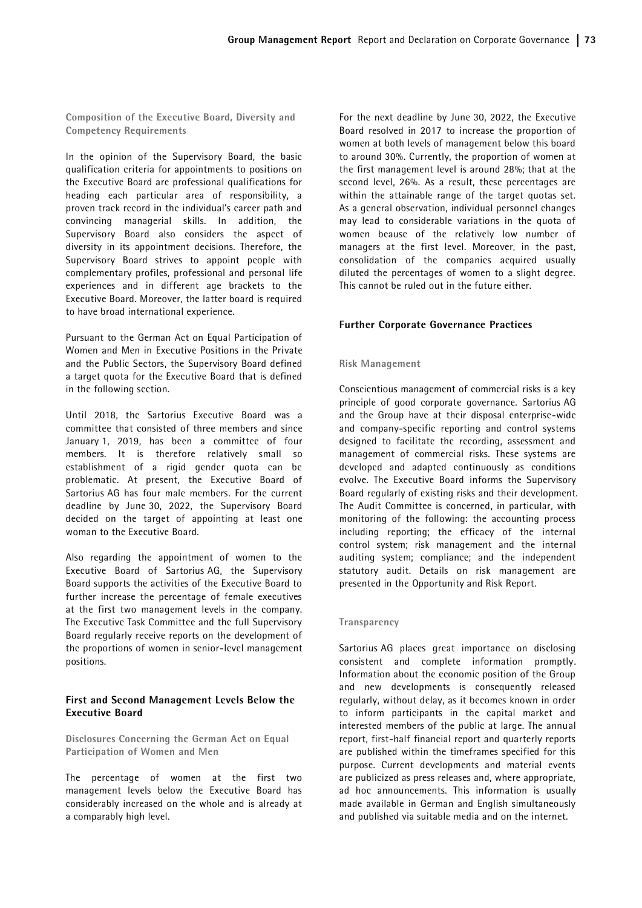### Composition of the Executive Board, Diversity and Competency Requirements

In the opinion of the Supervisory Board, the basic qualification criteria for appointments to positions on the Executive Board are professional qualifications for heading each particular area of responsibility, a proven track record in the individual's career path and convincing managerial skills. In addition, the Supervisory Board also considers the aspect of diversity in its appointment decisions. Therefore, the Supervisory Board strives to appoint people with complementary profiles, professional and personal life experiences and in different age brackets to the Executive Board. Moreover, the latter board is required to have broad international experience.

Pursuant to the German Act on Equal Participation of Women and Men in Executive Positions in the Private and the Public Sectors, the Supervisory Board defined a target quota for the Executive Board that is defined in the following section.

Until 2018, the Sartorius Executive Board was a committee that consisted of three members and since January 1, 2019, has been a committee of four members. It is therefore relatively small so establishment of a rigid gender quota can be problematic. At present, the Executive Board of Sartorius AG has four male members. For the current deadline by June 30, 2022, the Supervisory Board decided on the target of appointing at least one woman to the Executive Board.

Also regarding the appointment of women to the Executive Board of Sartorius AG, the Supervisory Board supports the activities of the Executive Board to further increase the percentage of female executives at the first two management levels in the company. The Executive Task Committee and the full Supervisory Board regularly receive reports on the development of the proportions of women in senior-level management positions.

## First and Second Management Levels Below the Executive Board

### Disclosures Concerning the German Act on Equal Participation of Women and Men

The percentage of women at the first two management levels below the Executive Board has considerably increased on the whole and is already at a comparably high level.

For the next deadline by June 30, 2022, the Executive Board resolved in 2017 to increase the proportion of women at both levels of management below this board to around 30%. Currently, the proportion of women at the first management level is around 28%; that at the second level, 26%. As a result, these percentages are within the attainable range of the target quotas set. As a general observation, individual personnel changes may lead to considerable variations in the quota of women beause of the relatively low number of managers at the first level. Moreover, in the past, consolidation of the companies acquired usually diluted the percentages of women to a slight degree. This cannot be ruled out in the future either.

## Further Corporate Governance Practices

### Risk Management

Conscientious management of commercial risks is a key principle of good corporate governance. Sartorius AG and the Group have at their disposal enterprise-wide and company-specific reporting and control systems designed to facilitate the recording, assessment and management of commercial risks. These systems are developed and adapted continuously as conditions evolve. The Executive Board informs the Supervisory Board regularly of existing risks and their development. The Audit Committee is concerned, in particular, with monitoring of the following: the accounting process including reporting; the efficacy of the internal control system; risk management and the internal auditing system; compliance; and the independent statutory audit. Details on risk management are presented in the Opportunity and Risk Report.

### Transparency

Sartorius AG places great importance on disclosing consistent and complete information promptly. Information about the economic position of the Group and new developments is consequently released regularly, without delay, as it becomes known in order to inform participants in the capital market and interested members of the public at large. The annual report, first-half financial report and quarterly reports are published within the timeframes specified for this purpose. Current developments and material events are publicized as press releases and, where appropriate, ad hoc announcements. This information is usually made available in German and English simultaneously and published via suitable media and on the internet.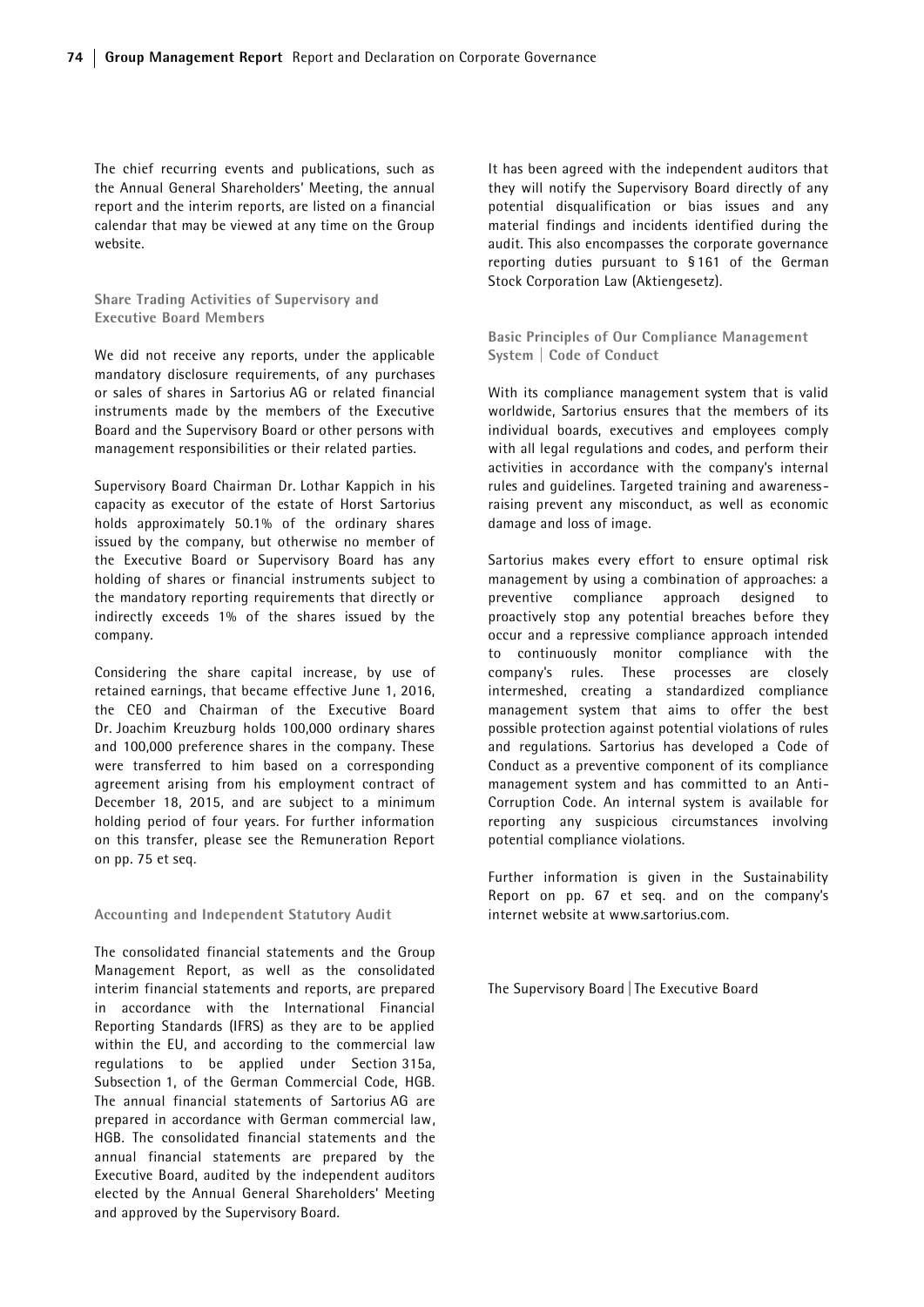The chief recurring events and publications, such as the Annual General Shareholders' Meeting, the annual report and the interim reports, are listed on a financial calendar that may be viewed at any time on the Group website.

### Share Trading Activities of Supervisory and Executive Board Members

We did not receive any reports, under the applicable mandatory disclosure requirements, of any purchases or sales of shares in Sartorius AG or related financial instruments made by the members of the Executive Board and the Supervisory Board or other persons with management responsibilities or their related parties.

Supervisory Board Chairman Dr. Lothar Kappich in his capacity as executor of the estate of Horst Sartorius holds approximately 50.1% of the ordinary shares issued by the company, but otherwise no member of the Executive Board or Supervisory Board has any holding of shares or financial instruments subject to the mandatory reporting requirements that directly or indirectly exceeds 1% of the shares issued by the company.

Considering the share capital increase, by use of retained earnings, that became effective June 1, 2016, the CEO and Chairman of the Executive Board Dr. Joachim Kreuzburg holds 100,000 ordinary shares and 100,000 preference shares in the company. These were transferred to him based on a corresponding agreement arising from his employment contract of December 18, 2015, and are subject to a minimum holding period of four years. For further information on this transfer, please see the Remuneration Report on pp. 75 et seq.

### Accounting and Independent Statutory Audit

The consolidated financial statements and the Group Management Report, as well as the consolidated interim financial statements and reports, are prepared in accordance with the International Financial Reporting Standards (IFRS) as they are to be applied within the EU, and according to the commercial law regulations to be applied under Section 315a, Subsection 1, of the German Commercial Code, HGB. The annual financial statements of Sartorius AG are prepared in accordance with German commercial law, HGB. The consolidated financial statements and the annual financial statements are prepared by the Executive Board, audited by the independent auditors elected by the Annual General Shareholders' Meeting and approved by the Supervisory Board.

It has been agreed with the independent auditors that they will notify the Supervisory Board directly of any potential disqualification or bias issues and any material findings and incidents identified during the audit. This also encompasses the corporate governance reporting duties pursuant to § 161 of the German Stock Corporation Law (Aktiengesetz).

### Basic Principles of Our Compliance Management System | Code of Conduct

With its compliance management system that is valid worldwide, Sartorius ensures that the members of its individual boards, executives and employees comply with all legal regulations and codes, and perform their activities in accordance with the company's internal rules and guidelines. Targeted training and awareness-raising prevent any misconduct, as well as economic damage and loss of image.

Sartorius makes every effort to ensure optimal risk management by using a combination of approaches: a preventive compliance approach designed to proactively stop any potential breaches before they occur and a repressive compliance approach intended to continuously monitor compliance with the company's rules. These processes are closely intermeshed, creating a standardized compliance management system that aims to offer the best possible protection against potential violations of rules and regulations. Sartorius has developed a Code of Conduct as a preventive component of its compliance management system and has committed to an Anti-Corruption Code. An internal system is available for reporting any suspicious circumstances involving potential compliance violations.

Further information is given in the Sustainability Report on pp. 67 et seq. and on the company's internet website at www.sartorius.com.

The Supervisory Board | The Executive Board